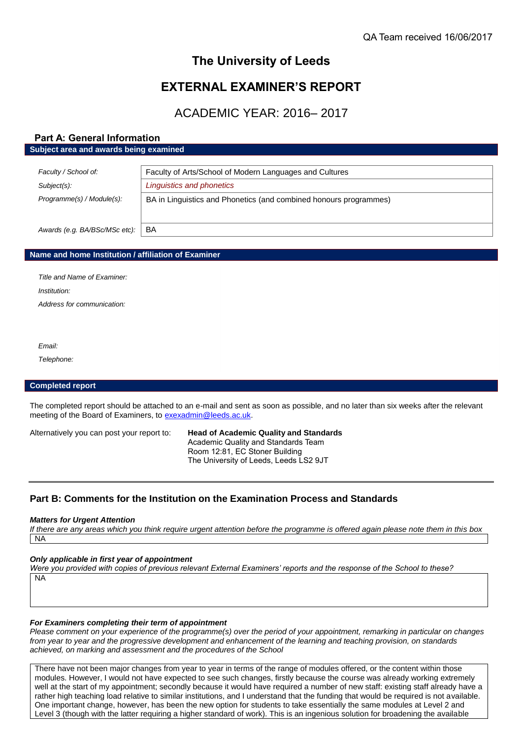QA Team received 16/06/2017

# The University of Leeds

# EXTERNAL EXAMINER'S REPORT

## ACADEMIC YEAR: 2016– 2017

## Part A: General Information

### Subject area and awards being examined

| | |
|---|---|
| *Faculty / School of:* | Faculty of Arts/School of Modern Languages and Cultures |
| *Subject(s):* | *Linguistics and phonetics* |
| *Programme(s) / Module(s):* | BA in Linguistics and Phonetics (and combined honours programmes) |
| *Awards (e.g. BA/BSc/MSc etc):* | BA |

### Name and home Institution / affiliation of Examiner

*Title and Name of Examiner:*

*Institution:*

*Address for communication:*

*Email:*

*Telephone:*

### Completed report

The completed report should be attached to an e-mail and sent as soon as possible, and no later than six weeks after the relevant meeting of the Board of Examiners, to exexadmin@leeds.ac.uk.

Alternatively you can post your report to: **Head of Academic Quality and Standards**
Academic Quality and Standards Team
Room 12:81, EC Stoner Building
The University of Leeds, Leeds LS2 9JT

---

## Part B: Comments for the Institution on the Examination Process and Standards

***Matters for Urgent Attention***

*If there are any areas which you think require urgent attention before the programme is offered again please note them in this box*

NA

***Only applicable in first year of appointment***

*Were you provided with copies of previous relevant External Examiners' reports and the response of the School to these?*

NA

***For Examiners completing their term of appointment***

*Please comment on your experience of the programme(s) over the period of your appointment, remarking in particular on changes from year to year and the progressive development and enhancement of the learning and teaching provision, on standards achieved, on marking and assessment and the procedures of the School*

There have not been major changes from year to year in terms of the range of modules offered, or the content within those modules. However, I would not have expected to see such changes, firstly because the course was already working extremely well at the start of my appointment; secondly because it would have required a number of new staff: existing staff already have a rather high teaching load relative to similar institutions, and I understand that the funding that would be required is not available. One important change, however, has been the new option for students to take essentially the same modules at Level 2 and Level 3 (though with the latter requiring a higher standard of work). This is an ingenious solution for broadening the available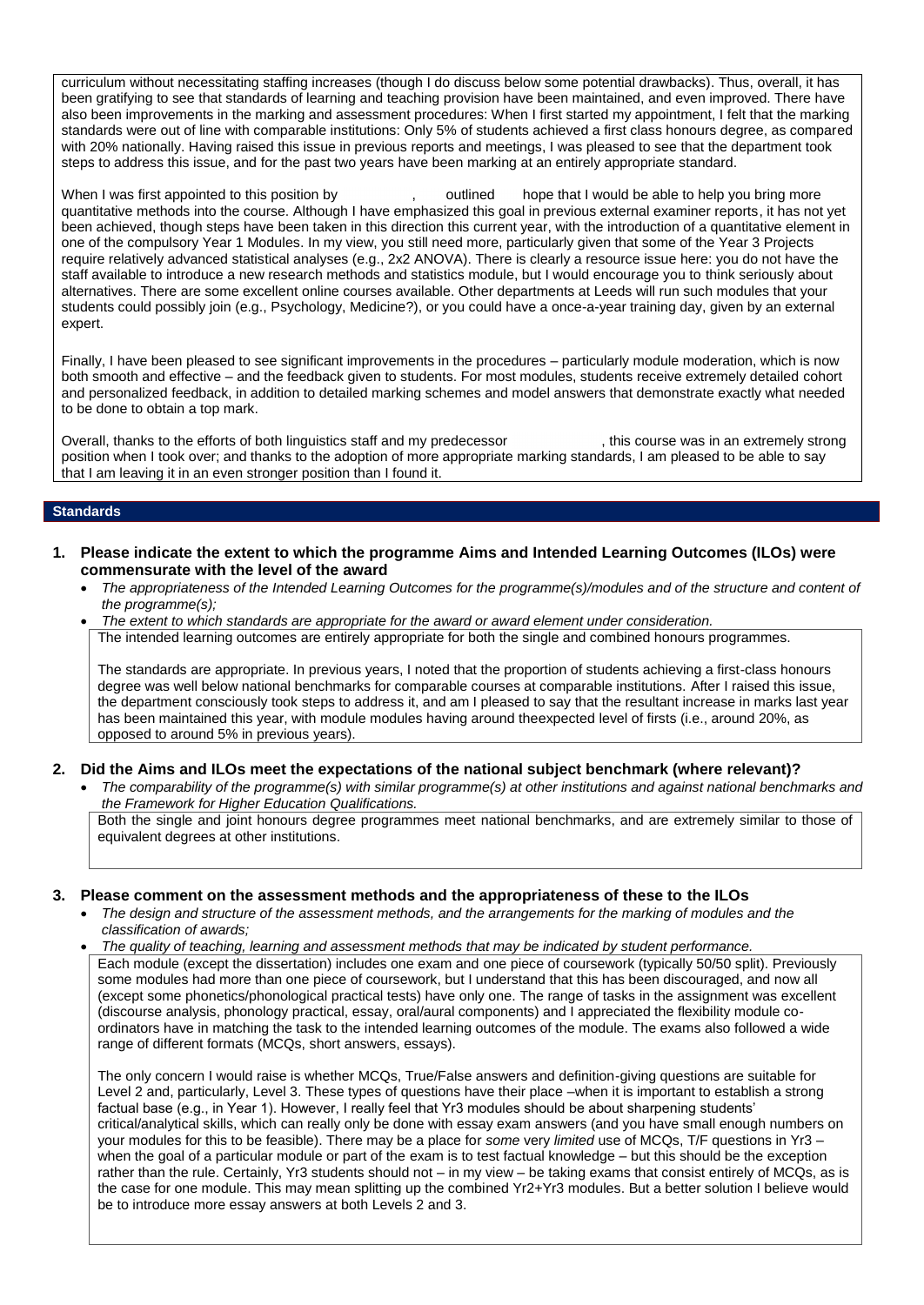curriculum without necessitating staffing increases (though I do discuss below some potential drawbacks). Thus, overall, it has been gratifying to see that standards of learning and teaching provision have been maintained, and even improved. There have also been improvements in the marking and assessment procedures: When I first started my appointment, I felt that the marking standards were out of line with comparable institutions: Only 5% of students achieved a first class honours degree, as compared with 20% nationally. Having raised this issue in previous reports and meetings, I was pleased to see that the department took steps to address this issue, and for the past two years have been marking at an entirely appropriate standard.

When I was first appointed to this position by , outlined hope that I would be able to help you bring more quantitative methods into the course. Although I have emphasized this goal in previous external examiner reports, it has not yet been achieved, though steps have been taken in this direction this current year, with the introduction of a quantitative element in one of the compulsory Year 1 Modules. In my view, you still need more, particularly given that some of the Year 3 Projects require relatively advanced statistical analyses (e.g., 2x2 ANOVA). There is clearly a resource issue here: you do not have the staff available to introduce a new research methods and statistics module, but I would encourage you to think seriously about alternatives. There are some excellent online courses available. Other departments at Leeds will run such modules that your students could possibly join (e.g., Psychology, Medicine?), or you could have a once-a-year training day, given by an external expert.

Finally, I have been pleased to see significant improvements in the procedures – particularly module moderation, which is now both smooth and effective – and the feedback given to students. For most modules, students receive extremely detailed cohort and personalized feedback, in addition to detailed marking schemes and model answers that demonstrate exactly what needed to be done to obtain a top mark.

Overall, thanks to the efforts of both linguistics staff and my predecessor , this course was in an extremely strong position when I took over; and thanks to the adoption of more appropriate marking standards, I am pleased to be able to say that I am leaving it in an even stronger position than I found it.

## Standards

### 1. Please indicate the extent to which the programme Aims and Intended Learning Outcomes (ILOs) were commensurate with the level of the award

- *The appropriateness of the Intended Learning Outcomes for the programme(s)/modules and of the structure and content of the programme(s);*
- *The extent to which standards are appropriate for the award or award element under consideration.*

The intended learning outcomes are entirely appropriate for both the single and combined honours programmes.

The standards are appropriate. In previous years, I noted that the proportion of students achieving a first-class honours degree was well below national benchmarks for comparable courses at comparable institutions. After I raised this issue, the department consciously took steps to address it, and am I pleased to say that the resultant increase in marks last year has been maintained this year, with module modules having around theexpected level of firsts (i.e., around 20%, as opposed to around 5% in previous years).

### 2. Did the Aims and ILOs meet the expectations of the national subject benchmark (where relevant)?

- *The comparability of the programme(s) with similar programme(s) at other institutions and against national benchmarks and the Framework for Higher Education Qualifications.*

Both the single and joint honours degree programmes meet national benchmarks, and are extremely similar to those of equivalent degrees at other institutions.

### 3. Please comment on the assessment methods and the appropriateness of these to the ILOs

- *The design and structure of the assessment methods, and the arrangements for the marking of modules and the classification of awards;*
- *The quality of teaching, learning and assessment methods that may be indicated by student performance.*

Each module (except the dissertation) includes one exam and one piece of coursework (typically 50/50 split). Previously some modules had more than one piece of coursework, but I understand that this has been discouraged, and now all (except some phonetics/phonological practical tests) have only one. The range of tasks in the assignment was excellent (discourse analysis, phonology practical, essay, oral/aural components) and I appreciated the flexibility module co-ordinators have in matching the task to the intended learning outcomes of the module. The exams also followed a wide range of different formats (MCQs, short answers, essays).

The only concern I would raise is whether MCQs, True/False answers and definition-giving questions are suitable for Level 2 and, particularly, Level 3. These types of questions have their place –when it is important to establish a strong factual base (e.g., in Year 1). However, I really feel that Yr3 modules should be about sharpening students' critical/analytical skills, which can really only be done with essay exam answers (and you have small enough numbers on your modules for this to be feasible). There may be a place for *some* very *limited* use of MCQs, T/F questions in Yr3 – when the goal of a particular module or part of the exam is to test factual knowledge – but this should be the exception rather than the rule. Certainly, Yr3 students should not – in my view – be taking exams that consist entirely of MCQs, as is the case for one module. This may mean splitting up the combined Yr2+Yr3 modules. But a better solution I believe would be to introduce more essay answers at both Levels 2 and 3.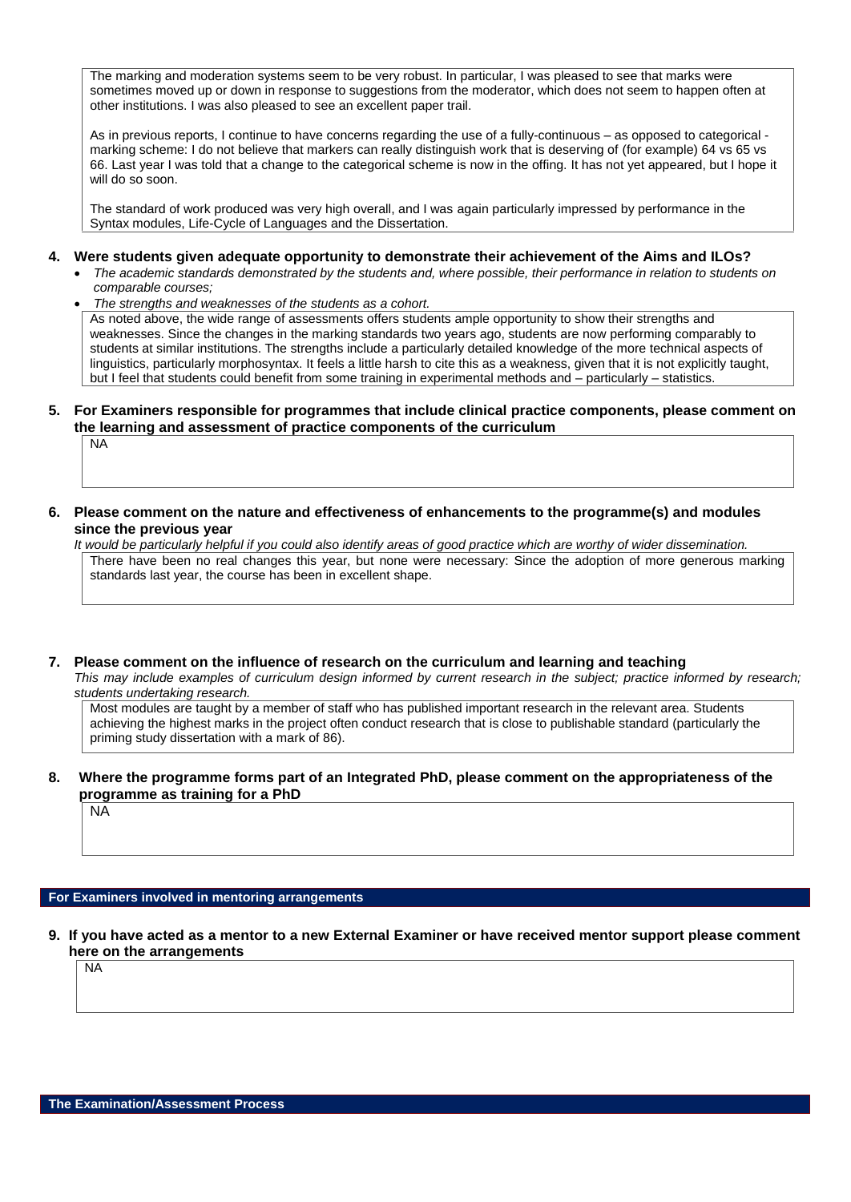The marking and moderation systems seem to be very robust. In particular, I was pleased to see that marks were sometimes moved up or down in response to suggestions from the moderator, which does not seem to happen often at other institutions. I was also pleased to see an excellent paper trail.

As in previous reports, I continue to have concerns regarding the use of a fully-continuous – as opposed to categorical - marking scheme: I do not believe that markers can really distinguish work that is deserving of (for example) 64 vs 65 vs 66. Last year I was told that a change to the categorical scheme is now in the offing. It has not yet appeared, but I hope it will do so soon.

The standard of work produced was very high overall, and I was again particularly impressed by performance in the Syntax modules, Life-Cycle of Languages and the Dissertation.

**4. Were students given adequate opportunity to demonstrate their achievement of the Aims and ILOs?**

- *The academic standards demonstrated by the students and, where possible, their performance in relation to students on comparable courses;*
- *The strengths and weaknesses of the students as a cohort.*

As noted above, the wide range of assessments offers students ample opportunity to show their strengths and weaknesses. Since the changes in the marking standards two years ago, students are now performing comparably to students at similar institutions. The strengths include a particularly detailed knowledge of the more technical aspects of linguistics, particularly morphosyntax. It feels a little harsh to cite this as a weakness, given that it is not explicitly taught, but I feel that students could benefit from some training in experimental methods and – particularly – statistics.

**5. For Examiners responsible for programmes that include clinical practice components, please comment on the learning and assessment of practice components of the curriculum**

NA

**6. Please comment on the nature and effectiveness of enhancements to the programme(s) and modules since the previous year**

*It would be particularly helpful if you could also identify areas of good practice which are worthy of wider dissemination.*

There have been no real changes this year, but none were necessary: Since the adoption of more generous marking standards last year, the course has been in excellent shape.

**7. Please comment on the influence of research on the curriculum and learning and teaching**

*This may include examples of curriculum design informed by current research in the subject; practice informed by research; students undertaking research.*

Most modules are taught by a member of staff who has published important research in the relevant area. Students achieving the highest marks in the project often conduct research that is close to publishable standard (particularly the priming study dissertation with a mark of 86).

**8. Where the programme forms part of an Integrated PhD, please comment on the appropriateness of the programme as training for a PhD**

NA

## For Examiners involved in mentoring arrangements

**9. If you have acted as a mentor to a new External Examiner or have received mentor support please comment here on the arrangements**

NA

## The Examination/Assessment Process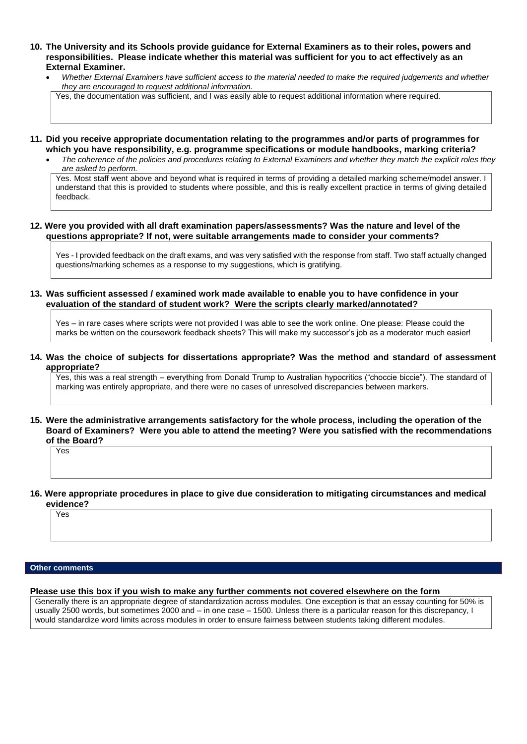**10. The University and its Schools provide guidance for External Examiners as to their roles, powers and responsibilities. Please indicate whether this material was sufficient for you to act effectively as an External Examiner.**

- *Whether External Examiners have sufficient access to the material needed to make the required judgements and whether they are encouraged to request additional information.*

Yes, the documentation was sufficient, and I was easily able to request additional information where required.

**11. Did you receive appropriate documentation relating to the programmes and/or parts of programmes for which you have responsibility, e.g. programme specifications or module handbooks, marking criteria?**

- *The coherence of the policies and procedures relating to External Examiners and whether they match the explicit roles they are asked to perform.*

Yes. Most staff went above and beyond what is required in terms of providing a detailed marking scheme/model answer. I understand that this is provided to students where possible, and this is really excellent practice in terms of giving detailed feedback.

**12. Were you provided with all draft examination papers/assessments? Was the nature and level of the questions appropriate? If not, were suitable arrangements made to consider your comments?**

Yes - I provided feedback on the draft exams, and was very satisfied with the response from staff. Two staff actually changed questions/marking schemes as a response to my suggestions, which is gratifying.

**13. Was sufficient assessed / examined work made available to enable you to have confidence in your evaluation of the standard of student work? Were the scripts clearly marked/annotated?**

Yes – in rare cases where scripts were not provided I was able to see the work online. One please: Please could the marks be written on the coursework feedback sheets? This will make my successor's job as a moderator much easier!

**14. Was the choice of subjects for dissertations appropriate? Was the method and standard of assessment appropriate?**

Yes, this was a real strength – everything from Donald Trump to Australian hypocritics ("choccie biccie"). The standard of marking was entirely appropriate, and there were no cases of unresolved discrepancies between markers.

**15. Were the administrative arrangements satisfactory for the whole process, including the operation of the Board of Examiners? Were you able to attend the meeting? Were you satisfied with the recommendations of the Board?**

Yes

**16. Were appropriate procedures in place to give due consideration to mitigating circumstances and medical evidence?**

Yes

## Other comments

**Please use this box if you wish to make any further comments not covered elsewhere on the form**

Generally there is an appropriate degree of standardization across modules. One exception is that an essay counting for 50% is usually 2500 words, but sometimes 2000 and – in one case – 1500. Unless there is a particular reason for this discrepancy, I would standardize word limits across modules in order to ensure fairness between students taking different modules.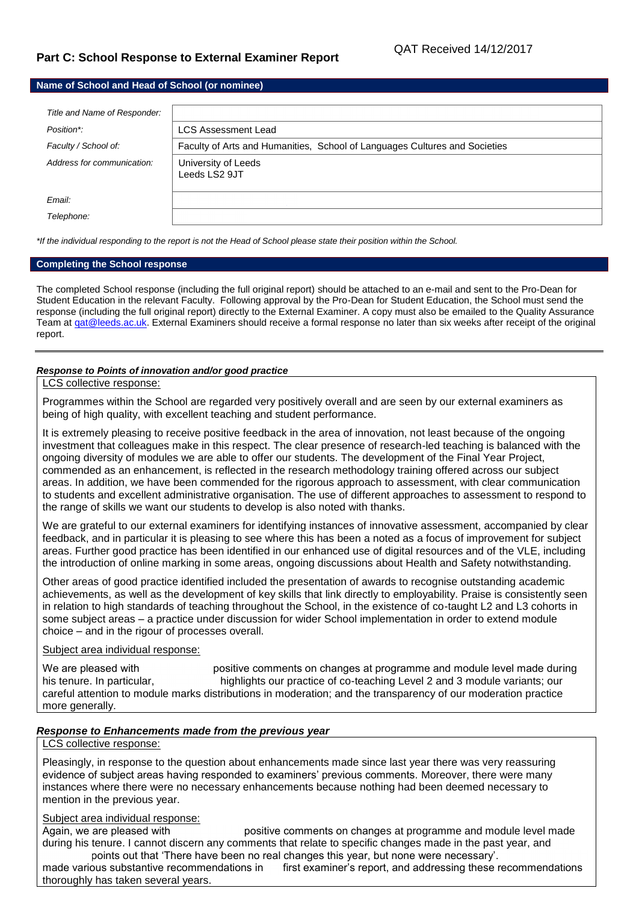QAT Received 14/12/2017

## Part C: School Response to External Examiner Report

### Name of School and Head of School (or nominee)

| | |
|---|---|
| *Title and Name of Responder:* | |
| *Position\*:* | LCS Assessment Lead |
| *Faculty / School of:* | Faculty of Arts and Humanities, School of Languages Cultures and Societies |
| *Address for communication:* | University of Leeds<br>Leeds LS2 9JT |
| *Email:* | |
| *Telephone:* | |

*\*If the individual responding to the report is not the Head of School please state their position within the School.*

### Completing the School response

The completed School response (including the full original report) should be attached to an e-mail and sent to the Pro-Dean for Student Education in the relevant Faculty. Following approval by the Pro-Dean for Student Education, the School must send the response (including the full original report) directly to the External Examiner. A copy must also be emailed to the Quality Assurance Team at qat@leeds.ac.uk. External Examiners should receive a formal response no later than six weeks after receipt of the original report.

---

***Response to Points of innovation and/or good practice***

LCS collective response:

Programmes within the School are regarded very positively overall and are seen by our external examiners as being of high quality, with excellent teaching and student performance.

It is extremely pleasing to receive positive feedback in the area of innovation, not least because of the ongoing investment that colleagues make in this respect. The clear presence of research-led teaching is balanced with the ongoing diversity of modules we are able to offer our students. The development of the Final Year Project, commended as an enhancement, is reflected in the research methodology training offered across our subject areas. In addition, we have been commended for the rigorous approach to assessment, with clear communication to students and excellent administrative organisation. The use of different approaches to assessment to respond to the range of skills we want our students to develop is also noted with thanks.

We are grateful to our external examiners for identifying instances of innovative assessment, accompanied by clear feedback, and in particular it is pleasing to see where this has been a noted as a focus of improvement for subject areas. Further good practice has been identified in our enhanced use of digital resources and of the VLE, including the introduction of online marking in some areas, ongoing discussions about Health and Safety notwithstanding.

Other areas of good practice identified included the presentation of awards to recognise outstanding academic achievements, as well as the development of key skills that link directly to employability. Praise is consistently seen in relation to high standards of teaching throughout the School, in the existence of co-taught L2 and L3 cohorts in some subject areas – a practice under discussion for wider School implementation in order to extend module choice – and in the rigour of processes overall.

Subject area individual response:

We are pleased with positive comments on changes at programme and module level made during his tenure. In particular, highlights our practice of co-teaching Level 2 and 3 module variants; our careful attention to module marks distributions in moderation; and the transparency of our moderation practice more generally.

***Response to Enhancements made from the previous year***

LCS collective response:

Pleasingly, in response to the question about enhancements made since last year there was very reassuring evidence of subject areas having responded to examiners' previous comments. Moreover, there were many instances where there were no necessary enhancements because nothing had been deemed necessary to mention in the previous year.

Subject area individual response:

Again, we are pleased with positive comments on changes at programme and module level made during his tenure. I cannot discern any comments that relate to specific changes made in the past year, and points out that 'There have been no real changes this year, but none were necessary'. made various substantive recommendations in first examiner's report, and addressing these recommendations thoroughly has taken several years.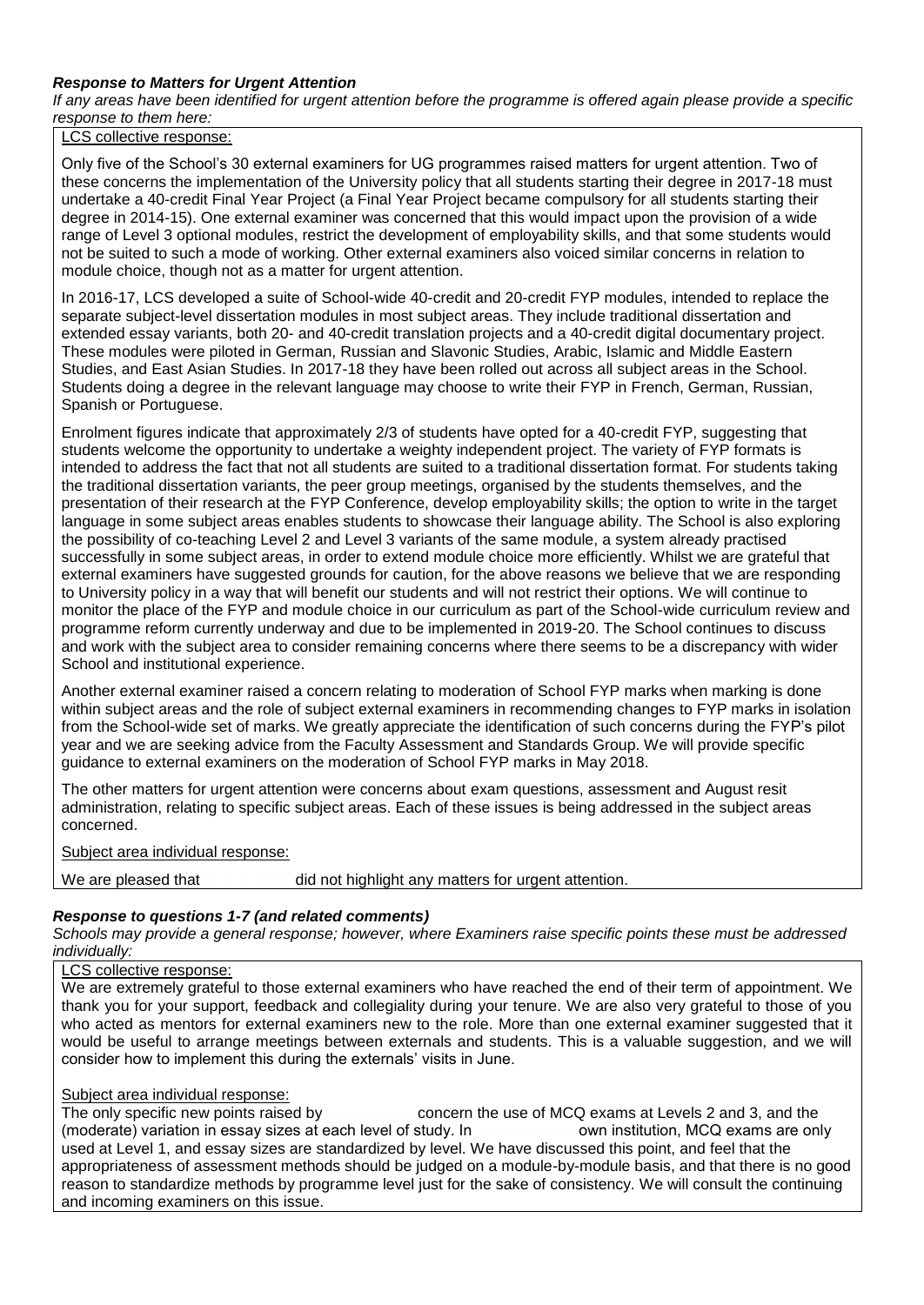***Response to Matters for Urgent Attention***

*If any areas have been identified for urgent attention before the programme is offered again please provide a specific response to them here:*

LCS collective response:

Only five of the School's 30 external examiners for UG programmes raised matters for urgent attention. Two of these concerns the implementation of the University policy that all students starting their degree in 2017-18 must undertake a 40-credit Final Year Project (a Final Year Project became compulsory for all students starting their degree in 2014-15). One external examiner was concerned that this would impact upon the provision of a wide range of Level 3 optional modules, restrict the development of employability skills, and that some students would not be suited to such a mode of working. Other external examiners also voiced similar concerns in relation to module choice, though not as a matter for urgent attention.

In 2016-17, LCS developed a suite of School-wide 40-credit and 20-credit FYP modules, intended to replace the separate subject-level dissertation modules in most subject areas. They include traditional dissertation and extended essay variants, both 20- and 40-credit translation projects and a 40-credit digital documentary project. These modules were piloted in German, Russian and Slavonic Studies, Arabic, Islamic and Middle Eastern Studies, and East Asian Studies. In 2017-18 they have been rolled out across all subject areas in the School. Students doing a degree in the relevant language may choose to write their FYP in French, German, Russian, Spanish or Portuguese.

Enrolment figures indicate that approximately 2/3 of students have opted for a 40-credit FYP, suggesting that students welcome the opportunity to undertake a weighty independent project. The variety of FYP formats is intended to address the fact that not all students are suited to a traditional dissertation format. For students taking the traditional dissertation variants, the peer group meetings, organised by the students themselves, and the presentation of their research at the FYP Conference, develop employability skills; the option to write in the target language in some subject areas enables students to showcase their language ability. The School is also exploring the possibility of co-teaching Level 2 and Level 3 variants of the same module, a system already practised successfully in some subject areas, in order to extend module choice more efficiently. Whilst we are grateful that external examiners have suggested grounds for caution, for the above reasons we believe that we are responding to University policy in a way that will benefit our students and will not restrict their options. We will continue to monitor the place of the FYP and module choice in our curriculum as part of the School-wide curriculum review and programme reform currently underway and due to be implemented in 2019-20. The School continues to discuss and work with the subject area to consider remaining concerns where there seems to be a discrepancy with wider School and institutional experience.

Another external examiner raised a concern relating to moderation of School FYP marks when marking is done within subject areas and the role of subject external examiners in recommending changes to FYP marks in isolation from the School-wide set of marks. We greatly appreciate the identification of such concerns during the FYP's pilot year and we are seeking advice from the Faculty Assessment and Standards Group. We will provide specific guidance to external examiners on the moderation of School FYP marks in May 2018.

The other matters for urgent attention were concerns about exam questions, assessment and August resit administration, relating to specific subject areas. Each of these issues is being addressed in the subject areas concerned.

Subject area individual response:

We are pleased that did not highlight any matters for urgent attention.

***Response to questions 1-7 (and related comments)***

*Schools may provide a general response; however, where Examiners raise specific points these must be addressed individually:*

LCS collective response:

We are extremely grateful to those external examiners who have reached the end of their term of appointment. We thank you for your support, feedback and collegiality during your tenure. We are also very grateful to those of you who acted as mentors for external examiners new to the role. More than one external examiner suggested that it would be useful to arrange meetings between externals and students. This is a valuable suggestion, and we will consider how to implement this during the externals' visits in June.

Subject area individual response:

The only specific new points raised by concern the use of MCQ exams at Levels 2 and 3, and the (moderate) variation in essay sizes at each level of study. In own institution, MCQ exams are only used at Level 1, and essay sizes are standardized by level. We have discussed this point, and feel that the appropriateness of assessment methods should be judged on a module-by-module basis, and that there is no good reason to standardize methods by programme level just for the sake of consistency. We will consult the continuing and incoming examiners on this issue.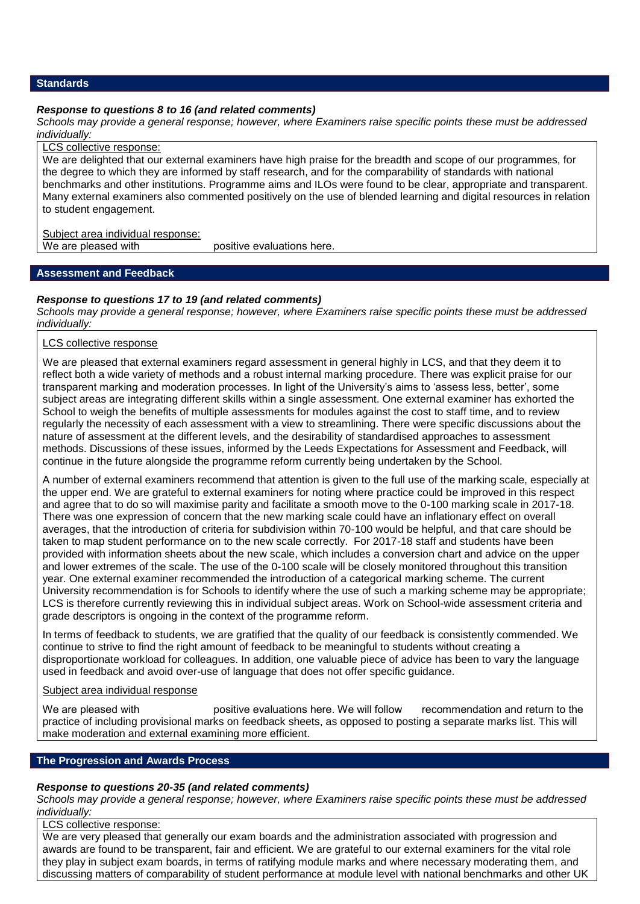## Standards

***Response to questions 8 to 16 (and related comments)***

*Schools may provide a general response; however, where Examiners raise specific points these must be addressed individually:*

LCS collective response:

We are delighted that our external examiners have high praise for the breadth and scope of our programmes, for the degree to which they are informed by staff research, and for the comparability of standards with national benchmarks and other institutions. Programme aims and ILOs were found to be clear, appropriate and transparent. Many external examiners also commented positively on the use of blended learning and digital resources in relation to student engagement.

Subject area individual response:

We are pleased with positive evaluations here.

## Assessment and Feedback

***Response to questions 17 to 19 (and related comments)***

*Schools may provide a general response; however, where Examiners raise specific points these must be addressed individually:*

LCS collective response

We are pleased that external examiners regard assessment in general highly in LCS, and that they deem it to reflect both a wide variety of methods and a robust internal marking procedure. There was explicit praise for our transparent marking and moderation processes. In light of the University's aims to 'assess less, better', some subject areas are integrating different skills within a single assessment. One external examiner has exhorted the School to weigh the benefits of multiple assessments for modules against the cost to staff time, and to review regularly the necessity of each assessment with a view to streamlining. There were specific discussions about the nature of assessment at the different levels, and the desirability of standardised approaches to assessment methods. Discussions of these issues, informed by the Leeds Expectations for Assessment and Feedback, will continue in the future alongside the programme reform currently being undertaken by the School.

A number of external examiners recommend that attention is given to the full use of the marking scale, especially at the upper end. We are grateful to external examiners for noting where practice could be improved in this respect and agree that to do so will maximise parity and facilitate a smooth move to the 0-100 marking scale in 2017-18. There was one expression of concern that the new marking scale could have an inflationary effect on overall averages, that the introduction of criteria for subdivision within 70-100 would be helpful, and that care should be taken to map student performance on to the new scale correctly. For 2017-18 staff and students have been provided with information sheets about the new scale, which includes a conversion chart and advice on the upper and lower extremes of the scale. The use of the 0-100 scale will be closely monitored throughout this transition year. One external examiner recommended the introduction of a categorical marking scheme. The current University recommendation is for Schools to identify where the use of such a marking scheme may be appropriate; LCS is therefore currently reviewing this in individual subject areas. Work on School-wide assessment criteria and grade descriptors is ongoing in the context of the programme reform.

In terms of feedback to students, we are gratified that the quality of our feedback is consistently commended. We continue to strive to find the right amount of feedback to be meaningful to students without creating a disproportionate workload for colleagues. In addition, one valuable piece of advice has been to vary the language used in feedback and avoid over-use of language that does not offer specific guidance.

Subject area individual response

We are pleased with positive evaluations here. We will follow recommendation and return to the practice of including provisional marks on feedback sheets, as opposed to posting a separate marks list. This will make moderation and external examining more efficient.

## The Progression and Awards Process

***Response to questions 20-35 (and related comments)***

*Schools may provide a general response; however, where Examiners raise specific points these must be addressed individually:*

LCS collective response:

We are very pleased that generally our exam boards and the administration associated with progression and awards are found to be transparent, fair and efficient. We are grateful to our external examiners for the vital role they play in subject exam boards, in terms of ratifying module marks and where necessary moderating them, and discussing matters of comparability of student performance at module level with national benchmarks and other UK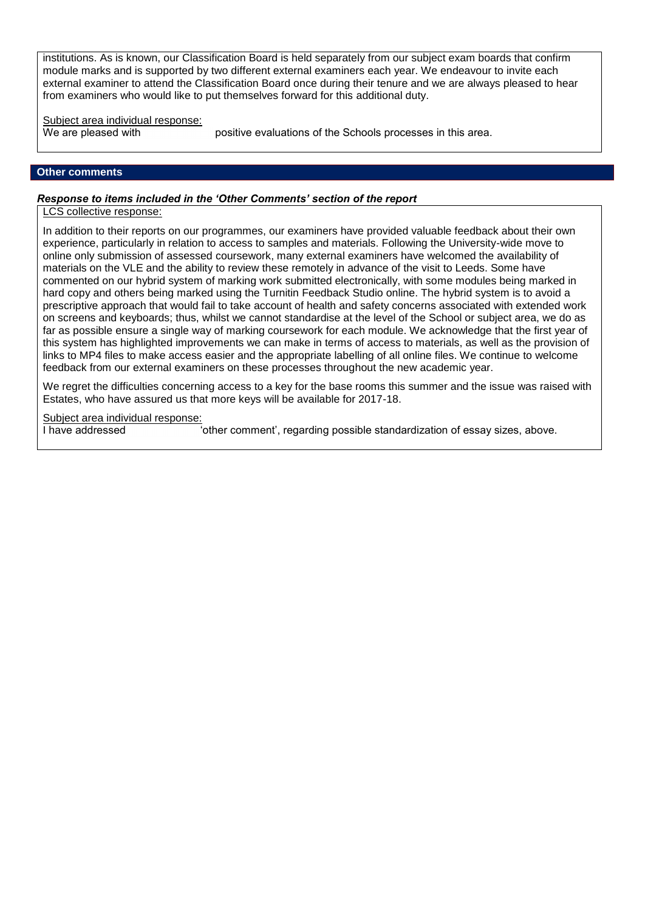institutions. As is known, our Classification Board is held separately from our subject exam boards that confirm module marks and is supported by two different external examiners each year. We endeavour to invite each external examiner to attend the Classification Board once during their tenure and we are always pleased to hear from examiners who would like to put themselves forward for this additional duty.

Subject area individual response:
We are pleased with positive evaluations of the Schools processes in this area.

## Other comments

***Response to items included in the 'Other Comments' section of the report***

LCS collective response:

In addition to their reports on our programmes, our examiners have provided valuable feedback about their own experience, particularly in relation to access to samples and materials. Following the University-wide move to online only submission of assessed coursework, many external examiners have welcomed the availability of materials on the VLE and the ability to review these remotely in advance of the visit to Leeds. Some have commented on our hybrid system of marking work submitted electronically, with some modules being marked in hard copy and others being marked using the Turnitin Feedback Studio online. The hybrid system is to avoid a prescriptive approach that would fail to take account of health and safety concerns associated with extended work on screens and keyboards; thus, whilst we cannot standardise at the level of the School or subject area, we do as far as possible ensure a single way of marking coursework for each module. We acknowledge that the first year of this system has highlighted improvements we can make in terms of access to materials, as well as the provision of links to MP4 files to make access easier and the appropriate labelling of all online files. We continue to welcome feedback from our external examiners on these processes throughout the new academic year.

We regret the difficulties concerning access to a key for the base rooms this summer and the issue was raised with Estates, who have assured us that more keys will be available for 2017-18.

Subject area individual response:
I have addressed 'other comment', regarding possible standardization of essay sizes, above.